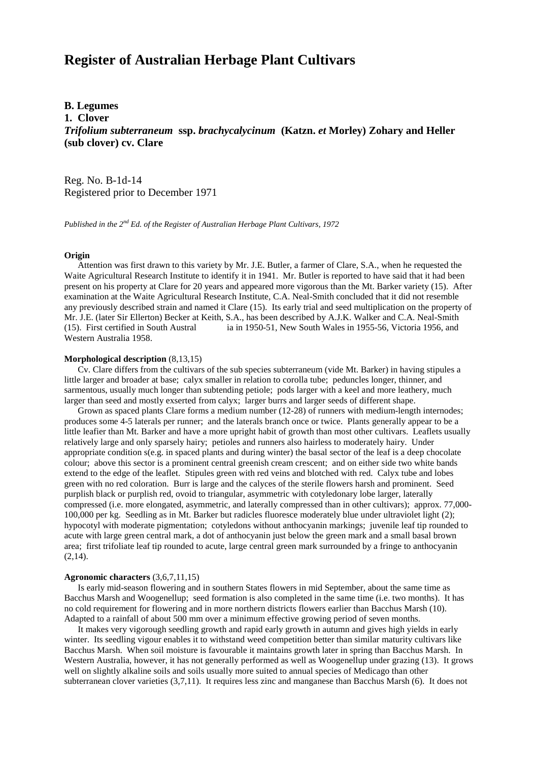# Register of Australian Herbage Plant Cultivars

**B. Legumes**
**1. Clover**
***Trifolium subterraneum* ssp. *brachycalycinum* (Katzn. *et* Morley) Zohary and Heller (sub clover) cv. Clare**

Reg. No. B-1d-14
Registered prior to December 1971

*Published in the 2nd Ed. of the Register of Australian Herbage Plant Cultivars, 1972*

**Origin**

Attention was first drawn to this variety by Mr. J.E. Butler, a farmer of Clare, S.A., when he requested the Waite Agricultural Research Institute to identify it in 1941. Mr. Butler is reported to have said that it had been present on his property at Clare for 20 years and appeared more vigorous than the Mt. Barker variety (15). After examination at the Waite Agricultural Research Institute, C.A. Neal-Smith concluded that it did not resemble any previously described strain and named it Clare (15). Its early trial and seed multiplication on the property of Mr. J.E. (later Sir Ellerton) Becker at Keith, S.A., has been described by A.J.K. Walker and C.A. Neal-Smith (15). First certified in South Australia in 1950-51, New South Wales in 1955-56, Victoria 1956, and Western Australia 1958.

**Morphological description** (8,13,15)

Cv. Clare differs from the cultivars of the sub species subterraneum (vide Mt. Barker) in having stipules a little larger and broader at base; calyx smaller in relation to corolla tube; peduncles longer, thinner, and sarmentous, usually much longer than subtending petiole; pods larger with a keel and more leathery, much larger than seed and mostly exserted from calyx; larger burrs and larger seeds of different shape.

Grown as spaced plants Clare forms a medium number (12-28) of runners with medium-length internodes; produces some 4-5 laterals per runner; and the laterals branch once or twice. Plants generally appear to be a little leafier than Mt. Barker and have a more upright habit of growth than most other cultivars. Leaflets usually relatively large and only sparsely hairy; petioles and runners also hairless to moderately hairy. Under appropriate condition s(e.g. in spaced plants and during winter) the basal sector of the leaf is a deep chocolate colour; above this sector is a prominent central greenish cream crescent; and on either side two white bands extend to the edge of the leaflet. Stipules green with red veins and blotched with red. Calyx tube and lobes green with no red coloration. Burr is large and the calyces of the sterile flowers harsh and prominent. Seed purplish black or purplish red, ovoid to triangular, asymmetric with cotyledonary lobe larger, laterally compressed (i.e. more elongated, asymmetric, and laterally compressed than in other cultivars); approx. 77,000-100,000 per kg. Seedling as in Mt. Barker but radicles fluoresce moderately blue under ultraviolet light (2); hypocotyl with moderate pigmentation; cotyledons without anthocyanin markings; juvenile leaf tip rounded to acute with large green central mark, a dot of anthocyanin just below the green mark and a small basal brown area; first trifoliate leaf tip rounded to acute, large central green mark surrounded by a fringe to anthocyanin (2,14).

**Agronomic characters** (3,6,7,11,15)

Is early mid-season flowering and in southern States flowers in mid September, about the same time as Bacchus Marsh and Woogenellup; seed formation is also completed in the same time (i.e. two months). It has no cold requirement for flowering and in more northern districts flowers earlier than Bacchus Marsh (10). Adapted to a rainfall of about 500 mm over a minimum effective growing period of seven months.

It makes very vigorough seedling growth and rapid early growth in autumn and gives high yields in early winter. Its seedling vigour enables it to withstand weed competition better than similar maturity cultivars like Bacchus Marsh. When soil moisture is favourable it maintains growth later in spring than Bacchus Marsh. In Western Australia, however, it has not generally performed as well as Woogenellup under grazing (13). It grows well on slightly alkaline soils and soils usually more suited to annual species of Medicago than other subterranean clover varieties (3,7,11). It requires less zinc and manganese than Bacchus Marsh (6). It does not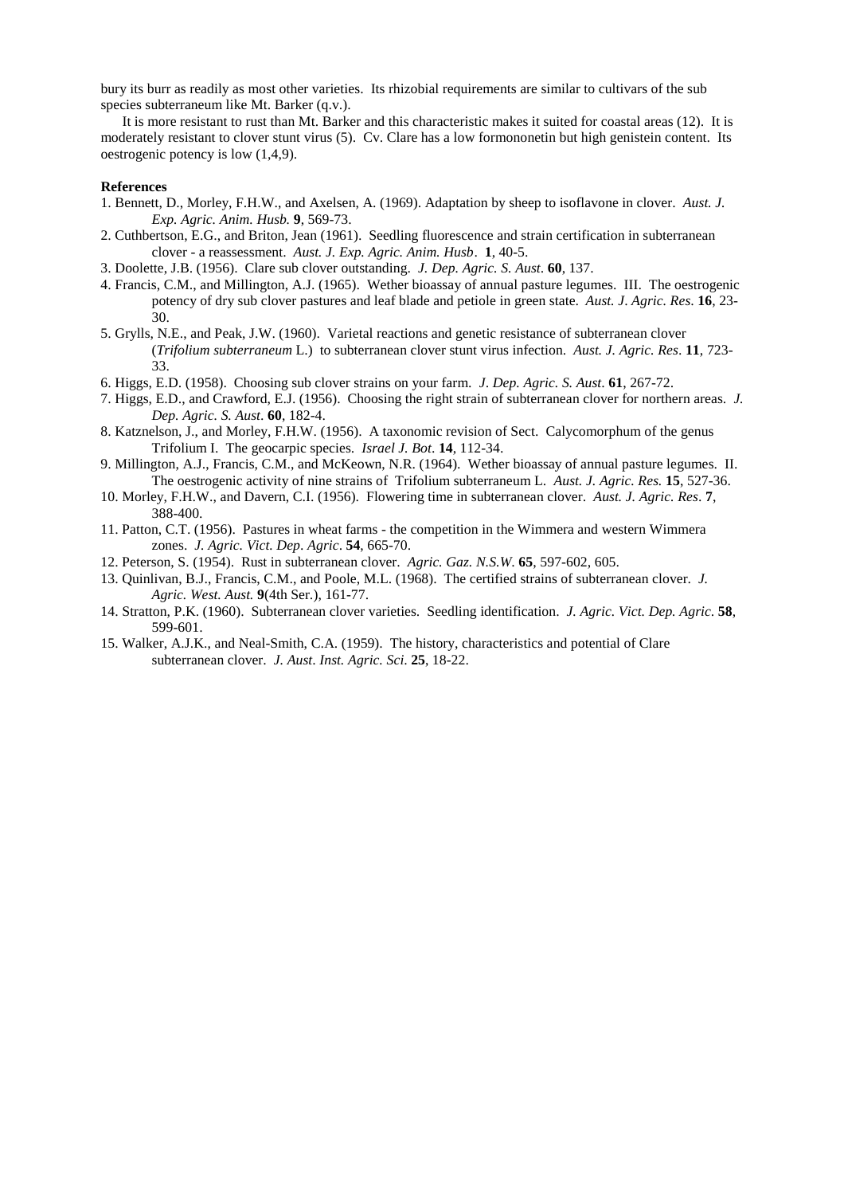bury its burr as readily as most other varieties. Its rhizobial requirements are similar to cultivars of the sub species subterraneum like Mt. Barker (q.v.).

It is more resistant to rust than Mt. Barker and this characteristic makes it suited for coastal areas (12). It is moderately resistant to clover stunt virus (5). Cv. Clare has a low formononetin but high genistein content. Its oestrogenic potency is low (1,4,9).

**References**

1. Bennett, D., Morley, F.H.W., and Axelsen, A. (1969). Adaptation by sheep to isoflavone in clover. *Aust. J. Exp. Agric. Anim. Husb.* **9**, 569-73.
2. Cuthbertson, E.G., and Briton, Jean (1961). Seedling fluorescence and strain certification in subterranean clover - a reassessment. *Aust. J. Exp. Agric. Anim. Husb*. **1**, 40-5.
3. Doolette, J.B. (1956). Clare sub clover outstanding. *J. Dep. Agric. S. Aust*. **60**, 137.
4. Francis, C.M., and Millington, A.J. (1965). Wether bioassay of annual pasture legumes. III. The oestrogenic potency of dry sub clover pastures and leaf blade and petiole in green state. *Aust. J. Agric. Res*. **16**, 23-30.
5. Grylls, N.E., and Peak, J.W. (1960). Varietal reactions and genetic resistance of subterranean clover (*Trifolium subterraneum* L.) to subterranean clover stunt virus infection. *Aust. J. Agric. Res*. **11**, 723-33.
6. Higgs, E.D. (1958). Choosing sub clover strains on your farm. *J. Dep. Agric. S. Aust*. **61**, 267-72.
7. Higgs, E.D., and Crawford, E.J. (1956). Choosing the right strain of subterranean clover for northern areas. *J. Dep. Agric. S. Aust*. **60**, 182-4.
8. Katznelson, J., and Morley, F.H.W. (1956). A taxonomic revision of Sect. Calycomorphum of the genus Trifolium I. The geocarpic species. *Israel J. Bot*. **14**, 112-34.
9. Millington, A.J., Francis, C.M., and McKeown, N.R. (1964). Wether bioassay of annual pasture legumes. II. The oestrogenic activity of nine strains of Trifolium subterraneum L. *Aust. J. Agric. Res.* **15**, 527-36.
10. Morley, F.H.W., and Davern, C.I. (1956). Flowering time in subterranean clover. *Aust. J. Agric. Res*. **7**, 388-400.
11. Patton, C.T. (1956). Pastures in wheat farms - the competition in the Wimmera and western Wimmera zones. *J. Agric. Vict. Dep. Agric*. **54**, 665-70.
12. Peterson, S. (1954). Rust in subterranean clover. *Agric. Gaz. N.S.W.* **65**, 597-602, 605.
13. Quinlivan, B.J., Francis, C.M., and Poole, M.L. (1968). The certified strains of subterranean clover. *J. Agric. West. Aust.* **9**(4th Ser.), 161-77.
14. Stratton, P.K. (1960). Subterranean clover varieties. Seedling identification. *J. Agric. Vict. Dep. Agric*. **58**, 599-601.
15. Walker, A.J.K., and Neal-Smith, C.A. (1959). The history, characteristics and potential of Clare subterranean clover. *J. Aust. Inst. Agric. Sci*. **25**, 18-22.